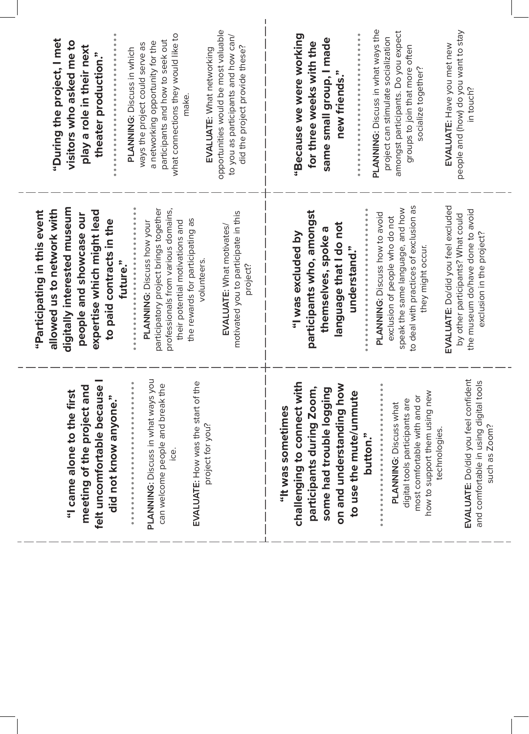**"I came alone to the first meeting of the project and felt uncomfortable because I did not know anyone."**

**PLANNING**: Discuss in what ways you can welcome people and break the ice.

**EVALUATE**: How was the start of the project for you?

---

**"Participating in this event allowed us to network with digitally interested museum people and showcase our expertise which might lead to paid contracts in the future."**

**PLANNING**: Discuss how your participatory project brings together professionals from various domains, their potential motivations and the rewards for participating as volunteers.

**EVALUATE**: What motivates/motivated you to participate in this project?

---

**"During the project, I met visitors who asked me to play a role in their next theater production."**

**PLANNING**: Discuss in which ways the project could serve as a networking opportunity for the participants and how to seek out what connections they would like to make.

**EVALUATE**: What networking opportunities would be most valuable to you as participants and how can/did the project provide these?

---

**"It was sometimes challenging to connect with participants during Zoom, some had trouble logging on and understanding how to use the mute/unmute button."**

**PLANNING**: Discuss what digital tools participants are most comfortable with and or how to support them using new technologies.

**EVALUATE**: Do/did you feel confident and comfortable in using digital tools such as Zoom?

---

**"I was excluded by participants who, amongst themselves, spoke a language that I do not understand."**

**PLANNING**: Discuss how to avoid exclusion of people who do not speak the same language, and how to deal with practices of exclusion as they might occur.

**EVALUATE**: Do/did you feel excluded by other participants? What could the museum do/have done to avoid exclusion in the project?

---

**"Because we were working for three weeks with the same small group, I made new friends."**

**PLANNING**: Discuss in what ways the project can stimulate socialization amongst participants. Do you expect groups to join that more often socialize together?

**EVALUATE**: Have you met new people and (how) do you want to stay in touch?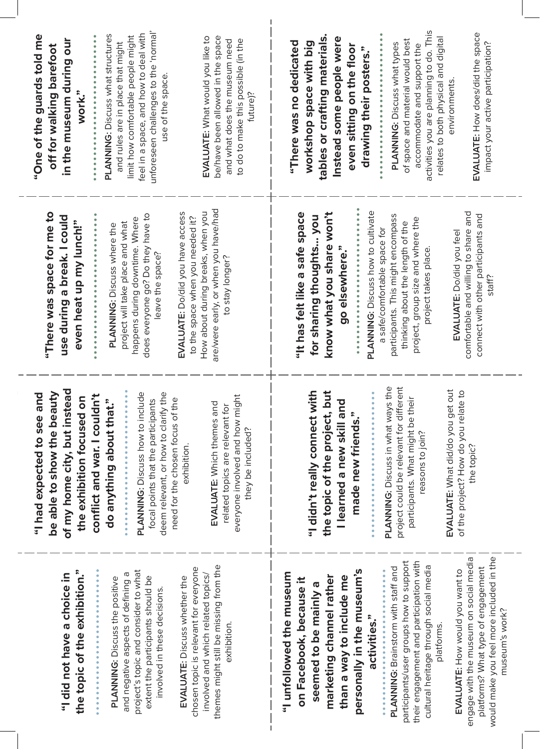**"I did not have a choice in the topic of the exhibition."**

**PLANNING**: Discuss the positive and negative aspects of defining a project's topic and consider to what extent the participants should be involved in these decisions.

**EVALUATE**: Discuss whether the chosen topic is relevant for everyone involved and which related topics/themes might still be missing from the exhibition.

---

**"I had expected to see and be able to show the beauty of my home city, but instead the exhibition focused on conflict and war. I couldn't do anything about that."**

**PLANNING**: Discuss how to include focal points that the participants deem relevant, or how to clarify the need for the chosen focus of the exhibition.

**EVALUATE**: Which themes and related topics are relevant for everyone involved and how might they be included?

---

**"There was space for me to use during a break. I could even heat up my lunch!"**

**PLANNING**: Discuss where the project will take place and what happens during downtime. Where does everyone go? Do they have to leave the space?

**EVALUATE**: Do/did you have access to the space when you needed it? How about during breaks, when you are/were early, or when you have/had to stay longer?

---

**"One of the guards told me off for walking barefoot in the museum during our work."**

**PLANNING**: Discuss what structures and rules are in place that might limit how comfortable people might feel in a space, and how to deal with unforeseen challenges to the 'normal' use of the space.

**EVALUATE**: What would you like to be/have been allowed in the space and what does the museum need to do to make this possible (in the future)?

---

**"I unfollowed the museum on Facebook, because it seemed to be mainly a marketing channel rather than a way to include me personally in the museum's activities."**

**PLANNING**: Brainstorm with staff and participants/user groups how to support their engagement and participation with cultural heritage through social media platforms.

**EVALUATE**: How would you want to engage with the museum on social media platforms? What type of engagement would make you feel more included in the museum's work?

---

**"I didn't really connect with the topic of the project, but I learned a new skill and made new friends."**

**PLANNING**: Discuss in what ways the project could be relevant for different participants. What might be their reasons to join?

**EVALUATE**: What did/do you get out of the project? How do you relate to the topic?

---

**"It has felt like a safe space for sharing thoughts... you know what you share won't go elsewhere."**

**PLANNING**: Discuss how to cultivate a safe/comfortable space for participants. This might encompass thinking about the length of the project, group size and where the project takes place.

**EVALUATE**: Do/did you feel comfortable and willing to share and connect with other participants and staff?

---

**"There was no dedicated workshop space with big tables or crafting materials. Instead some people were even sitting on the floor drawing their posters."**

**PLANNING**: Discuss what types of space and material would best accommodate and support the activities you are planning to do. This relates to both physical and digital environments.

**EVALUATE**: How does/did the space impact your active participation?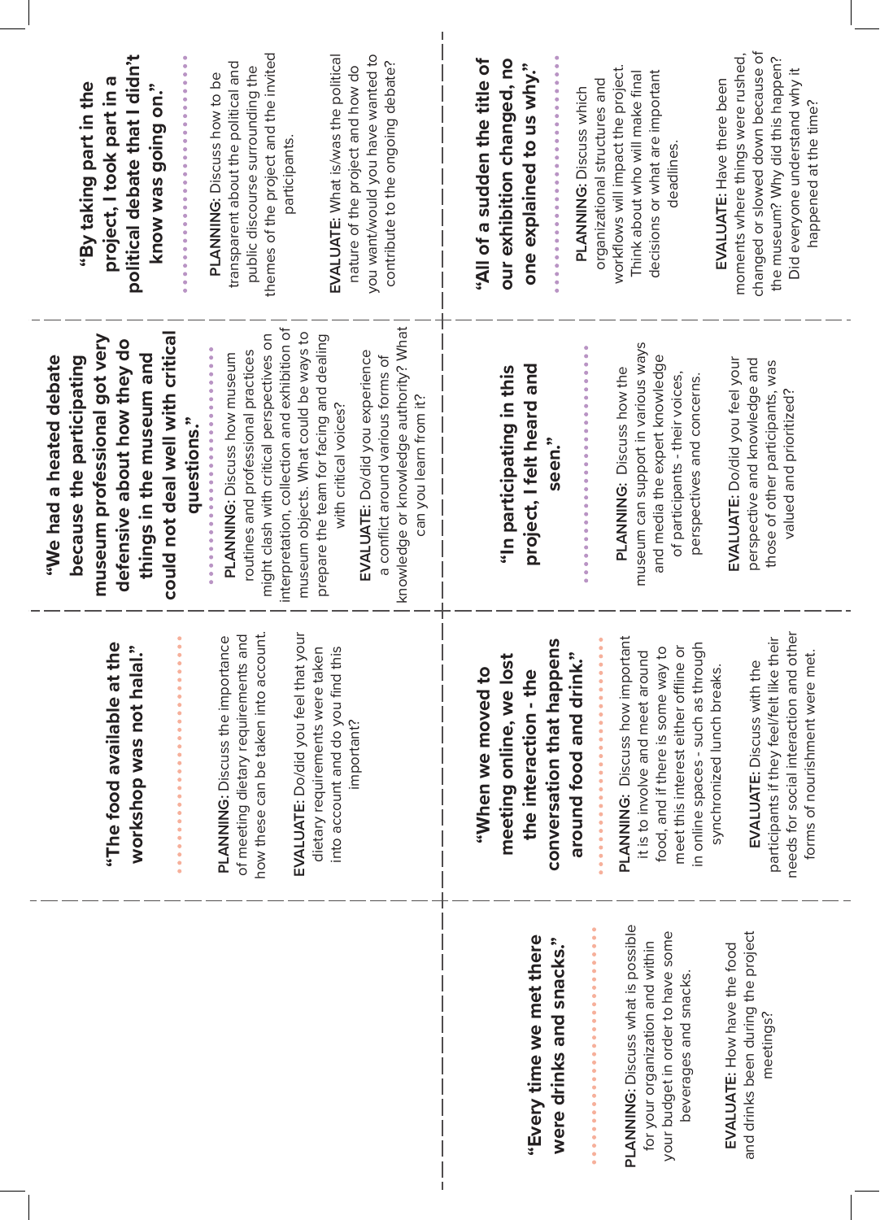## "Every time we met there were drinks and snacks."

**PLANNING:** Discuss what is possible for your organization and within your budget in order to have some beverages and snacks.

**EVALUATE:** How have the food and drinks been during the project meetings?

## "The food available at the workshop was not halal!"

**PLANNING:** Discuss the importance of meeting dietary requirements and how these can be taken into account.

**EVALUATE:** Do/did you feel that your dietary requirements were taken into account and do you find this important?

## "When we moved to meeting online, we lost the interaction - the conversation that happens around food and drink."

**PLANNING:** Discuss how important it is to involve and meet around food, and if there is some way to meet this interest either offline or in online spaces - such as through synchronized lunch breaks.

**EVALUATE:** Discuss with the participants if they feel/felt like their needs for social interaction and other forms of nourishment were met.

## "We had a heated debate because the participating museum professional got very defensive about how they do things in the museum and could not deal well with critical questions."

**PLANNING:** Discuss how museum routines and professional practices might clash with critical perspectives on interpretation, collection and exhibition of museum objects. What could be ways to prepare the team for facing and dealing with critical voices?

**EVALUATE:** Do/did you experience a conflict around various forms of knowledge or knowledge authority? What can you learn from it?

## "In participating in this project, I felt heard and seen."

**PLANNING:** Discuss how the museum can support in various ways and media the expert knowledge of participants - their voices, perspectives and concerns.

**EVALUATE:** Do/did you feel your perspective and knowledge and those of other participants, was valued and prioritized?

## "By taking part in the project, I took part in a political debate that I didn't know was going on."

**PLANNING:** Discuss how to be transparent about the political and public discourse surrounding the themes of the project and the invited participants.

**EVALUATE:** What is/was the political nature of the project and how do you want/would you have wanted to contribute to the ongoing debate?

## "All of a sudden the title of our exhibition changed, no one explained to us why."

**PLANNING:** Discuss which organizational structures and workflows will impact the project. Think about who will make final decisions or what are important deadlines.

**EVALUATE:** Have there been moments where things were rushed, changed or slowed down because of the museum? Why did this happen? Did everyone understand why it happened at the time?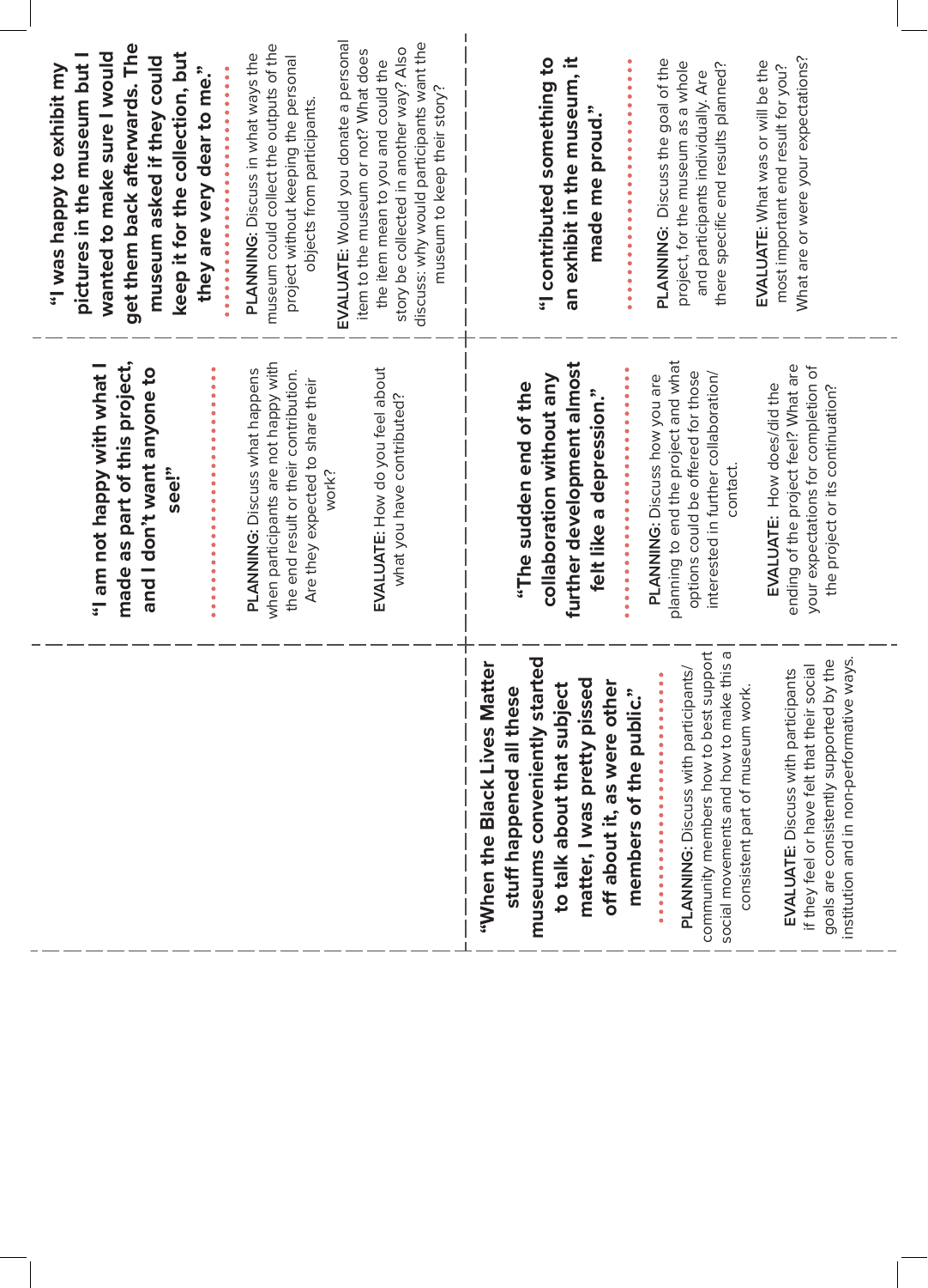**"I was happy to exhibit my pictures in the museum but I wanted to make sure I would get them back afterwards. The museum asked if they could keep it for the collection, but they are very dear to me."**

PLANNING: Discuss in what ways the museum could collect the outputs of the project without keeping the personal objects from participants.

EVALUATE: Would you donate a personal item to the museum or not? What does the item mean to you and could the story be collected in another way? Also discuss: why would participants want the museum to keep their story?

---

**"I am not happy with what I made as part of this project, and I don't want anyone to see!"**

PLANNING: Discuss what happens when participants are not happy with the end result or their contribution. Are they expected to share their work?

EVALUATE: How do you feel about what you have contributed?

---

**"I contributed something to an exhibit in the museum, it made me proud."**

PLANNING: Discuss the goal of the project, for the museum as a whole and participants individually. Are there specific end results planned?

EVALUATE: What was or will be the most important end result for you? What are or were your expectations?

---

**"The sudden end of the collaboration without any further development almost felt like a depression."**

PLANNING: Discuss how you are planning to end the project and what options could be offered for those interested in further collaboration/contact.

EVALUATE: How does/did the ending of the project feel? What are your expectations for completion of the project or its continuation?

---

**"When the Black Lives Matter stuff happened all these museums conveniently started to talk about that subject matter, I was pretty pissed off about it, as were other members of the public."**

PLANNING: Discuss with participants/community members how to best support social movements and how to make this a consistent part of museum work.

EVALUATE: Discuss with participants if they feel or have felt that their social goals are consistently supported by the institution and in non-performative ways.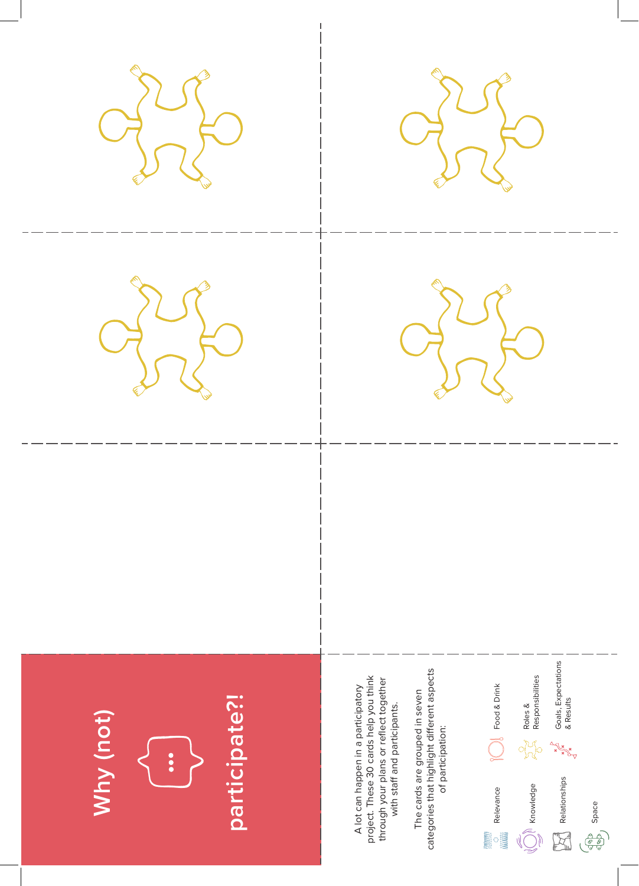# Why (not) participate?!

A lot can happen in a participatory project. These 30 cards help you think through your plans or reflect together with staff and participants.

The cards are grouped in seven categories that highlight different aspects of participation:

- Relevance
- Knowledge
- Relationships
- Space
- Food & Drink
- Roles & Responsibilities
- Goals, Expectations & Results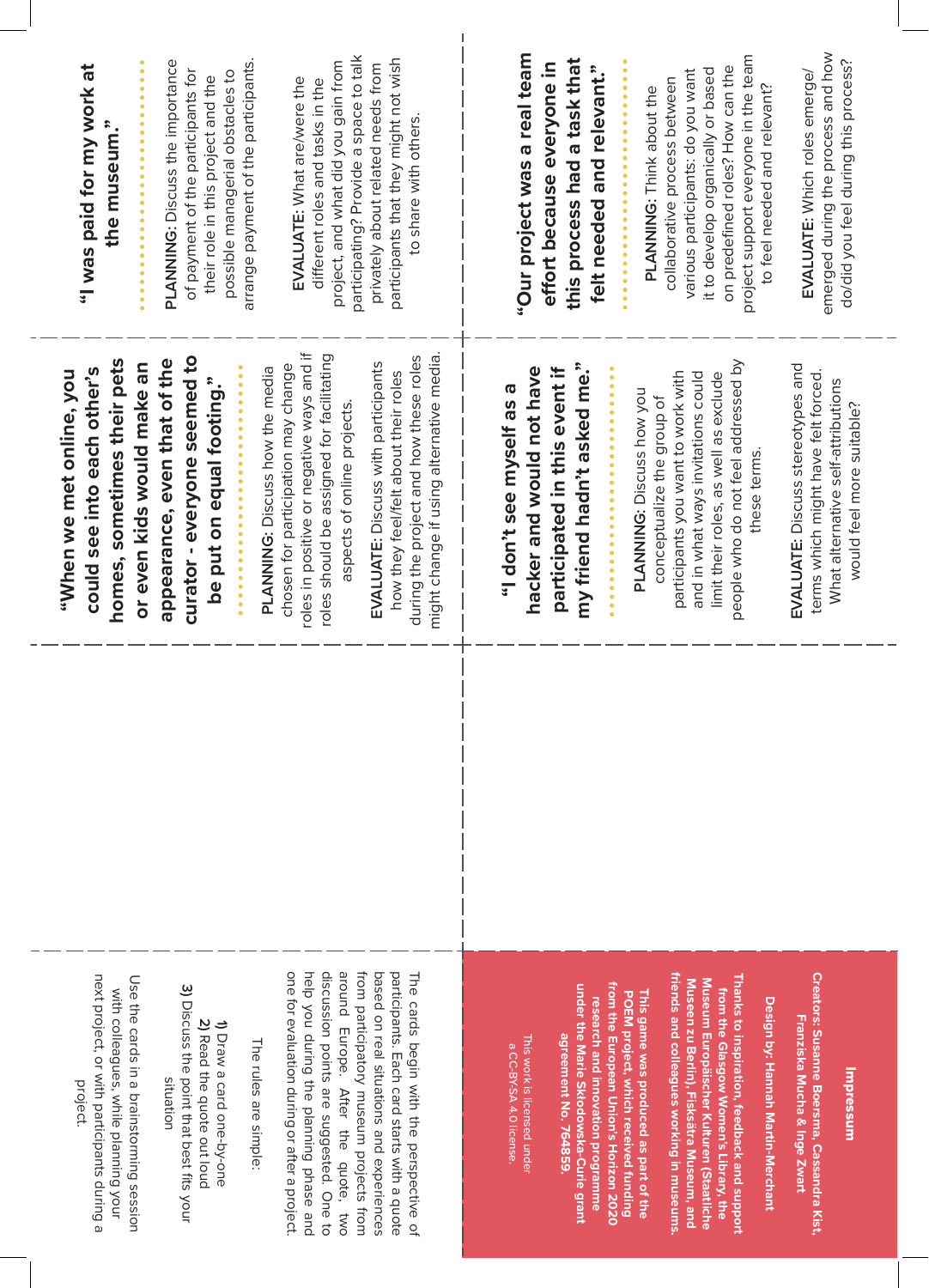**"I was paid for my work at the museum."**

**PLANNING**: Discuss the importance of payment of the participants for their role in this project and the possible managerial obstacles to arrange payment of the participants.

**EVALUATE**: What are/were the different roles and tasks in the project, and what did you gain from participating? Provide a space to talk privately about related needs from participants that they might not wish to share with others.

**"When we met online, you could see into each other's homes, sometimes their pets or even kids would make an appearance, even that of the curator - everyone seemed to be put on equal footing."**

**PLANNING**: Discuss how the media chosen for participation may change roles in positive or negative ways and if roles should be assigned for facilitating aspects of online projects.

**EVALUATE**: Discuss with participants how they feel/felt about their roles during the project and how these roles might change if using alternative media.

**"Our project was a real team effort because everyone in this process had a task that felt needed and relevant."**

**PLANNING**: Think about the collaborative process between various participants: do you want it to develop organically or based on predefined roles? How can the project support everyone in the team to feel needed and relevant?

**EVALUATE**: Which roles emerge/emerged during the process and how do/did you feel during this process?

**"I don't see myself as a hacker and would not have participated in this event if my friend hadn't asked me."**

**PLANNING**: Discuss how you conceptualize the group of participants you want to work with and in what ways invitations could limit their roles, as well as exclude people who do not feel addressed by these terms.

**EVALUATE**: Discuss stereotypes and terms which might have felt forced. What alternative self-attributions would feel more suitable?

The cards begin with the perspective of participants. Each card starts with a quote based on real situations and experiences from participatory museum projects from around Europe. After the quote, two discussion points are suggested. One to help you during the planning phase and one for evaluation during or after a project.

The rules are simple:

1) Draw a card one-by-one
2) Read the quote out loud
3) Discuss the point that best fits your situation

Use the cards in a brainstorming session with colleagues, while planning your next project, or with participants during a project.

## Impressum

**Creators: Susanne Boersma, Cassandra Kist, Franziska Mucha & Inge Zwart**

**Design by: Hannah Martin-Merchant**

**Thanks to inspiration, feedback and support from the Glasgow Women's Library, the Museum Europäischer Kulturen (Staatliche Museen zu Berlin), Fisksätra Museum, and friends and colleagues working in museums.**

**This game was produced as part of the POEM project, which received funding from the European Union's Horizon 2020 research and innovation programme under the Marie Skłodowska-Curie grant agreement No. 764859.**

This work is licensed under a CC-BY-SA 4.0 license.